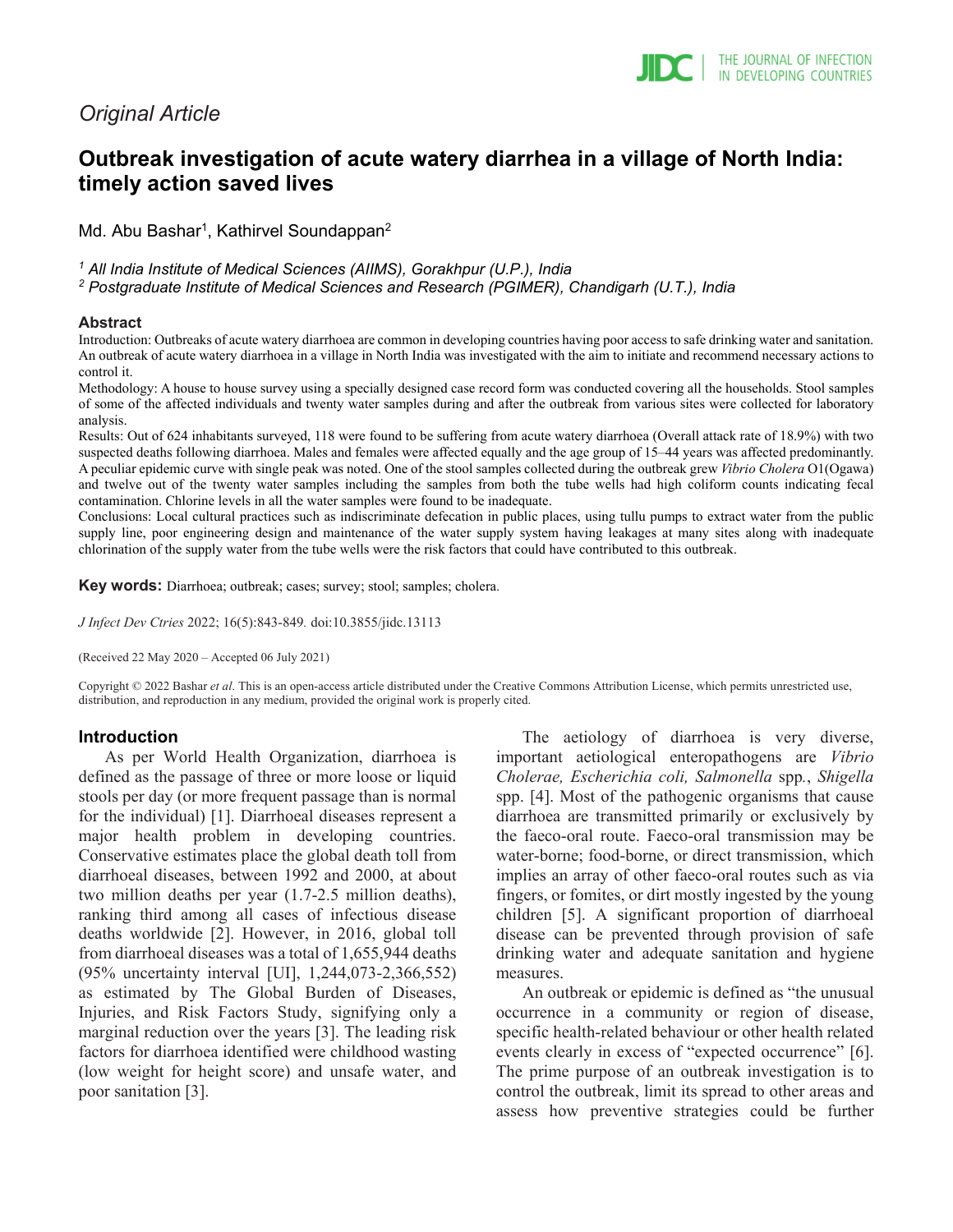*Original Article*

# Outbreak investigation of acute watery diarrhea in a village of North India: timely action saved lives

Md. Abu Bashar[1], Kathirvel Soundappan[2]

[1] *All India Institute of Medical Sciences (AIIMS), Gorakhpur (U.P.), India*
[2] *Postgraduate Institute of Medical Sciences and Research (PGIMER), Chandigarh (U.T.), India*

## Abstract

Introduction: Outbreaks of acute watery diarrhoea are common in developing countries having poor access to safe drinking water and sanitation. An outbreak of acute watery diarrhoea in a village in North India was investigated with the aim to initiate and recommend necessary actions to control it.

Methodology: A house to house survey using a specially designed case record form was conducted covering all the households. Stool samples of some of the affected individuals and twenty water samples during and after the outbreak from various sites were collected for laboratory analysis.

Results: Out of 624 inhabitants surveyed, 118 were found to be suffering from acute watery diarrhoea (Overall attack rate of 18.9%) with two suspected deaths following diarrhoea. Males and females were affected equally and the age group of 15–44 years was affected predominantly. A peculiar epidemic curve with single peak was noted. One of the stool samples collected during the outbreak grew *Vibrio Cholera* O1(Ogawa) and twelve out of the twenty water samples including the samples from both the tube wells had high coliform counts indicating fecal contamination. Chlorine levels in all the water samples were found to be inadequate.

Conclusions: Local cultural practices such as indiscriminate defecation in public places, using tullu pumps to extract water from the public supply line, poor engineering design and maintenance of the water supply system having leakages at many sites along with inadequate chlorination of the supply water from the tube wells were the risk factors that could have contributed to this outbreak.

**Key words:** Diarrhoea; outbreak; cases; survey; stool; samples; cholera.

*J Infect Dev Ctries* 2022; 16(5):843-849. doi:10.3855/jidc.13113

(Received 22 May 2020 – Accepted 06 July 2021)

Copyright © 2022 Bashar *et al*. This is an open-access article distributed under the Creative Commons Attribution License, which permits unrestricted use, distribution, and reproduction in any medium, provided the original work is properly cited.

## Introduction

As per World Health Organization, diarrhoea is defined as the passage of three or more loose or liquid stools per day (or more frequent passage than is normal for the individual) [1]. Diarrhoeal diseases represent a major health problem in developing countries. Conservative estimates place the global death toll from diarrhoeal diseases, between 1992 and 2000, at about two million deaths per year (1.7-2.5 million deaths), ranking third among all cases of infectious disease deaths worldwide [2]. However, in 2016, global toll from diarrhoeal diseases was a total of 1,655,944 deaths (95% uncertainty interval [UI], 1,244,073-2,366,552) as estimated by The Global Burden of Diseases, Injuries, and Risk Factors Study, signifying only a marginal reduction over the years [3]. The leading risk factors for diarrhoea identified were childhood wasting (low weight for height score) and unsafe water, and poor sanitation [3].

The aetiology of diarrhoea is very diverse, important aetiological enteropathogens are *Vibrio Cholerae, Escherichia coli, Salmonella* spp*.*, *Shigella* spp. [4]. Most of the pathogenic organisms that cause diarrhoea are transmitted primarily or exclusively by the faeco-oral route. Faeco-oral transmission may be water-borne; food-borne, or direct transmission, which implies an array of other faeco-oral routes such as via fingers, or fomites, or dirt mostly ingested by the young children [5]. A significant proportion of diarrhoeal disease can be prevented through provision of safe drinking water and adequate sanitation and hygiene measures.

An outbreak or epidemic is defined as "the unusual occurrence in a community or region of disease, specific health-related behaviour or other health related events clearly in excess of "expected occurrence" [6]. The prime purpose of an outbreak investigation is to control the outbreak, limit its spread to other areas and assess how preventive strategies could be further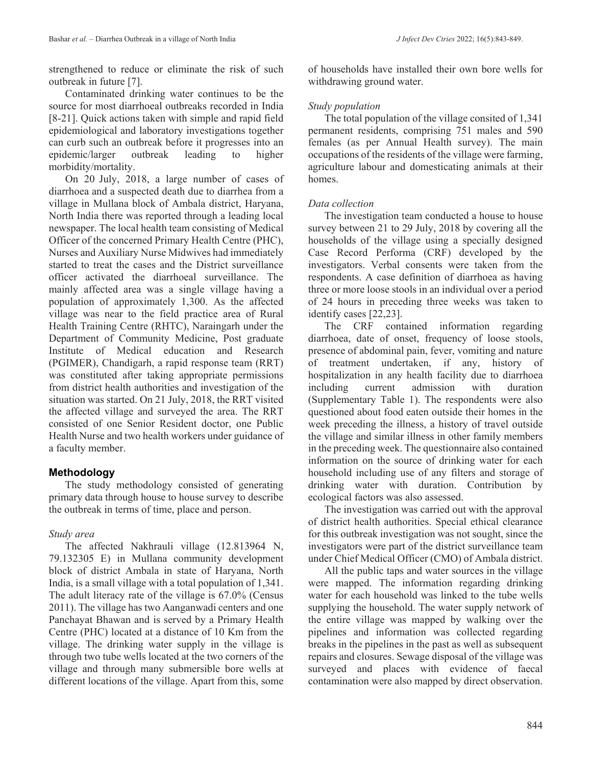strengthened to reduce or eliminate the risk of such outbreak in future [7].

Contaminated drinking water continues to be the source for most diarrhoeal outbreaks recorded in India [8-21]. Quick actions taken with simple and rapid field epidemiological and laboratory investigations together can curb such an outbreak before it progresses into an epidemic/larger outbreak leading to higher morbidity/mortality.

On 20 July, 2018, a large number of cases of diarrhoea and a suspected death due to diarrhea from a village in Mullana block of Ambala district, Haryana, North India there was reported through a leading local newspaper. The local health team consisting of Medical Officer of the concerned Primary Health Centre (PHC), Nurses and Auxiliary Nurse Midwives had immediately started to treat the cases and the District surveillance officer activated the diarrhoeal surveillance. The mainly affected area was a single village having a population of approximately 1,300. As the affected village was near to the field practice area of Rural Health Training Centre (RHTC), Naraingarh under the Department of Community Medicine, Post graduate Institute of Medical education and Research (PGIMER), Chandigarh, a rapid response team (RRT) was constituted after taking appropriate permissions from district health authorities and investigation of the situation was started. On 21 July, 2018, the RRT visited the affected village and surveyed the area. The RRT consisted of one Senior Resident doctor, one Public Health Nurse and two health workers under guidance of a faculty member.

## Methodology

The study methodology consisted of generating primary data through house to house survey to describe the outbreak in terms of time, place and person.

### *Study area*

The affected Nakhrauli village (12.813964 N, 79.132305 E) in Mullana community development block of district Ambala in state of Haryana, North India, is a small village with a total population of 1,341. The adult literacy rate of the village is 67.0% (Census 2011). The village has two Aanganwadi centers and one Panchayat Bhawan and is served by a Primary Health Centre (PHC) located at a distance of 10 Km from the village. The drinking water supply in the village is through two tube wells located at the two corners of the village and through many submersible bore wells at different locations of the village. Apart from this, some of households have installed their own bore wells for withdrawing ground water.

### *Study population*

The total population of the village consited of 1,341 permanent residents, comprising 751 males and 590 females (as per Annual Health survey). The main occupations of the residents of the village were farming, agriculture labour and domesticating animals at their homes.

### *Data collection*

The investigation team conducted a house to house survey between 21 to 29 July, 2018 by covering all the households of the village using a specially designed Case Record Performa (CRF) developed by the investigators. Verbal consents were taken from the respondents. A case definition of diarrhoea as having three or more loose stools in an individual over a period of 24 hours in preceding three weeks was taken to identify cases [22,23].

The CRF contained information regarding diarrhoea, date of onset, frequency of loose stools, presence of abdominal pain, fever, vomiting and nature of treatment undertaken, if any, history of hospitalization in any health facility due to diarrhoea including current admission with duration (Supplementary Table 1). The respondents were also questioned about food eaten outside their homes in the week preceding the illness, a history of travel outside the village and similar illness in other family members in the preceding week. The questionnaire also contained information on the source of drinking water for each household including use of any filters and storage of drinking water with duration. Contribution by ecological factors was also assessed.

The investigation was carried out with the approval of district health authorities. Special ethical clearance for this outbreak investigation was not sought, since the investigators were part of the district surveillance team under Chief Medical Officer (CMO) of Ambala district.

All the public taps and water sources in the village were mapped. The information regarding drinking water for each household was linked to the tube wells supplying the household. The water supply network of the entire village was mapped by walking over the pipelines and information was collected regarding breaks in the pipelines in the past as well as subsequent repairs and closures. Sewage disposal of the village was surveyed and places with evidence of faecal contamination were also mapped by direct observation.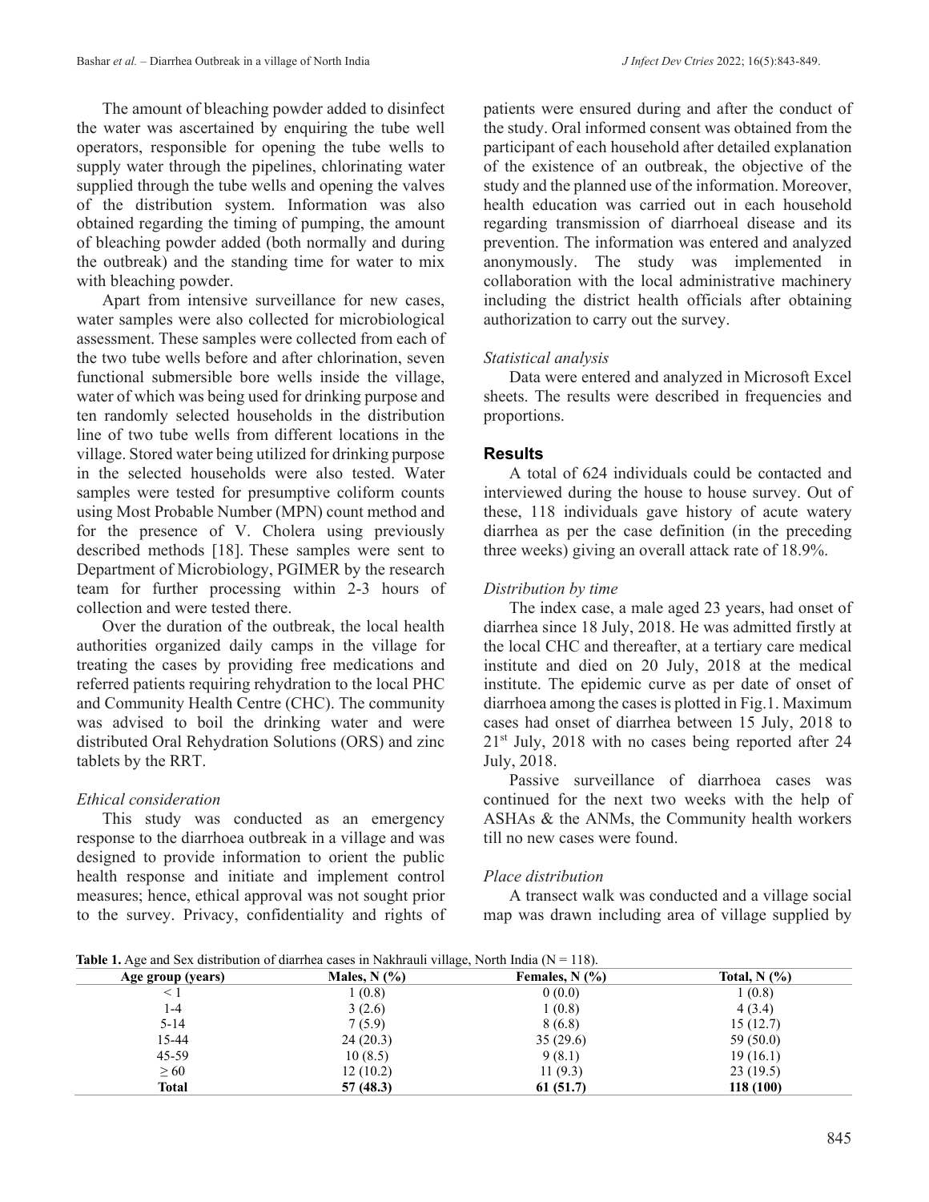The amount of bleaching powder added to disinfect the water was ascertained by enquiring the tube well operators, responsible for opening the tube wells to supply water through the pipelines, chlorinating water supplied through the tube wells and opening the valves of the distribution system. Information was also obtained regarding the timing of pumping, the amount of bleaching powder added (both normally and during the outbreak) and the standing time for water to mix with bleaching powder.

Apart from intensive surveillance for new cases, water samples were also collected for microbiological assessment. These samples were collected from each of the two tube wells before and after chlorination, seven functional submersible bore wells inside the village, water of which was being used for drinking purpose and ten randomly selected households in the distribution line of two tube wells from different locations in the village. Stored water being utilized for drinking purpose in the selected households were also tested. Water samples were tested for presumptive coliform counts using Most Probable Number (MPN) count method and for the presence of V. Cholera using previously described methods [18]. These samples were sent to Department of Microbiology, PGIMER by the research team for further processing within 2-3 hours of collection and were tested there.

Over the duration of the outbreak, the local health authorities organized daily camps in the village for treating the cases by providing free medications and referred patients requiring rehydration to the local PHC and Community Health Centre (CHC). The community was advised to boil the drinking water and were distributed Oral Rehydration Solutions (ORS) and zinc tablets by the RRT.

### *Ethical consideration*

This study was conducted as an emergency response to the diarrhoea outbreak in a village and was designed to provide information to orient the public health response and initiate and implement control measures; hence, ethical approval was not sought prior to the survey. Privacy, confidentiality and rights of patients were ensured during and after the conduct of the study. Oral informed consent was obtained from the participant of each household after detailed explanation of the existence of an outbreak, the objective of the study and the planned use of the information. Moreover, health education was carried out in each household regarding transmission of diarrhoeal disease and its prevention. The information was entered and analyzed anonymously. The study was implemented in collaboration with the local administrative machinery including the district health officials after obtaining authorization to carry out the survey.

### *Statistical analysis*

Data were entered and analyzed in Microsoft Excel sheets. The results were described in frequencies and proportions.

## Results

A total of 624 individuals could be contacted and interviewed during the house to house survey. Out of these, 118 individuals gave history of acute watery diarrhea as per the case definition (in the preceding three weeks) giving an overall attack rate of 18.9%.

### *Distribution by time*

The index case, a male aged 23 years, had onset of diarrhea since 18 July, 2018. He was admitted firstly at the local CHC and thereafter, at a tertiary care medical institute and died on 20 July, 2018 at the medical institute. The epidemic curve as per date of onset of diarrhoea among the cases is plotted in Fig.1. Maximum cases had onset of diarrhea between 15 July, 2018 to 21st July, 2018 with no cases being reported after 24 July, 2018.

Passive surveillance of diarrhoea cases was continued for the next two weeks with the help of ASHAs & the ANMs, the Community health workers till no new cases were found.

### *Place distribution*

A transect walk was conducted and a village social map was drawn including area of village supplied by

**Table 1.** Age and Sex distribution of diarrhea cases in Nakhrauli village, North India (N = 118).

| Age group (years) | Males, N (%) | Females, N (%) | Total, N (%) |
|---|---|---|---|
| < 1 | 1 (0.8) | 0 (0.0) | 1 (0.8) |
| 1-4 | 3 (2.6) | 1 (0.8) | 4 (3.4) |
| 5-14 | 7 (5.9) | 8 (6.8) | 15 (12.7) |
| 15-44 | 24 (20.3) | 35 (29.6) | 59 (50.0) |
| 45-59 | 10 (8.5) | 9 (8.1) | 19 (16.1) |
| ≥ 60 | 12 (10.2) | 11 (9.3) | 23 (19.5) |
| **Total** | **57 (48.3)** | **61 (51.7)** | **118 (100)** |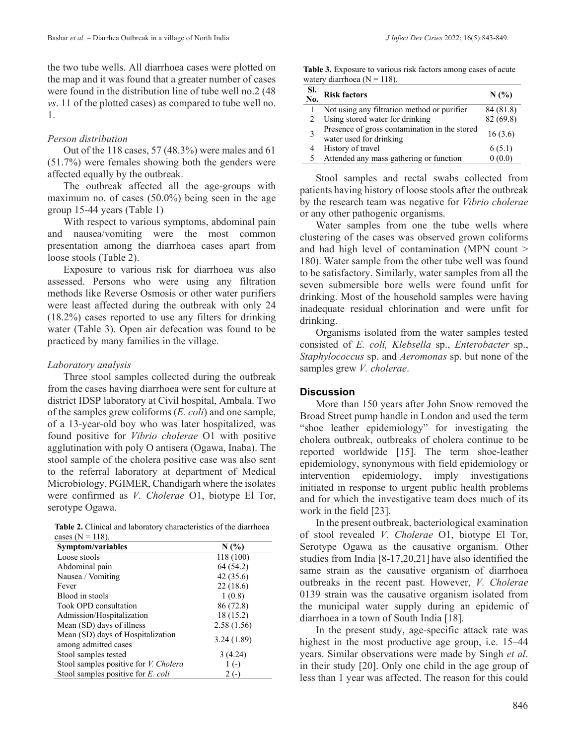the two tube wells. All diarrhoea cases were plotted on the map and it was found that a greater number of cases were found in the distribution line of tube well no.2 (48 *vs*. 11 of the plotted cases) as compared to tube well no. 1.

*Person distribution*

Out of the 118 cases, 57 (48.3%) were males and 61 (51.7%) were females showing both the genders were affected equally by the outbreak.

The outbreak affected all the age-groups with maximum no. of cases (50.0%) being seen in the age group 15-44 years (Table 1)

With respect to various symptoms, abdominal pain and nausea/vomiting were the most common presentation among the diarrhoea cases apart from loose stools (Table 2).

Exposure to various risk for diarrhoea was also assessed. Persons who were using any filtration methods like Reverse Osmosis or other water purifiers were least affected during the outbreak with only 24 (18.2%) cases reported to use any filters for drinking water (Table 3). Open air defecation was found to be practiced by many families in the village.

*Laboratory analysis*

Three stool samples collected during the outbreak from the cases having diarrhoea were sent for culture at district IDSP laboratory at Civil hospital, Ambala. Two of the samples grew coliforms (*E. coli*) and one sample, of a 13-year-old boy who was later hospitalized, was found positive for *Vibrio cholerae* O1 with positive agglutination with poly O antisera (Ogawa, Inaba). The stool sample of the cholera positive case was also sent to the referral laboratory at department of Medical Microbiology, PGIMER, Chandigarh where the isolates were confirmed as *V. Cholerae* O1, biotype El Tor, serotype Ogawa.

**Table 2.** Clinical and laboratory characteristics of the diarrhoea cases (N = 118).

| Symptom/variables | N (%) |
|---|---|
| Loose stools | 118 (100) |
| Abdominal pain | 64 (54.2) |
| Nausea / Vomiting | 42 (35.6) |
| Fever | 22 (18.6) |
| Blood in stools | 1 (0.8) |
| Took OPD consultation | 86 (72.8) |
| Admission/Hospitalization | 18 (15.2) |
| Mean (SD) days of illness | 2.58 (1.56) |
| Mean (SD) days of Hospitalization among admitted cases | 3.24 (1.89) |
| Stool samples tested | 3 (4.24) |
| Stool samples positive for *V. Cholera* | 1 (-) |
| Stool samples positive for *E. coli* | 2 (-) |

**Table 3.** Exposure to various risk factors among cases of acute watery diarrhoea (N = 118).

| Sl. No. | Risk factors | N (%) |
|---|---|---|
| 1 | Not using any filtration method or purifier | 84 (81.8) |
| 2 | Using stored water for drinking | 82 (69.8) |
| 3 | Presence of gross contamination in the stored water used for drinking | 16 (3.6) |
| 4 | History of travel | 6 (5.1) |
| 5 | Attended any mass gathering or function | 0 (0.0) |

Stool samples and rectal swabs collected from patients having history of loose stools after the outbreak by the research team was negative for *Vibrio cholerae* or any other pathogenic organisms.

Water samples from one the tube wells where clustering of the cases was observed grown coliforms and had high level of contamination (MPN count > 180). Water sample from the other tube well was found to be satisfactory. Similarly, water samples from all the seven submersible bore wells were found unfit for drinking. Most of the household samples were having inadequate residual chlorination and were unfit for drinking.

Organisms isolated from the water samples tested consisted of *E. coli, Klebsella* sp., *Enterobacter* sp., *Staphylococcus* sp. and *Aeromonas* sp. but none of the samples grew *V. cholerae*.

## Discussion

More than 150 years after John Snow removed the Broad Street pump handle in London and used the term "shoe leather epidemiology" for investigating the cholera outbreak, outbreaks of cholera continue to be reported worldwide [15]. The term shoe-leather epidemiology, synonymous with field epidemiology or intervention epidemiology, imply investigations initiated in response to urgent public health problems and for which the investigative team does much of its work in the field [23].

In the present outbreak, bacteriological examination of stool revealed *V. Cholerae* O1, biotype El Tor, Serotype Ogawa as the causative organism. Other studies from India [8-17,20,21] have also identified the same strain as the causative organism of diarrhoea outbreaks in the recent past. However, *V. Cholerae* 0139 strain was the causative organism isolated from the municipal water supply during an epidemic of diarrhoea in a town of South India [18].

In the present study, age-specific attack rate was highest in the most productive age group, i.e. 15–44 years. Similar observations were made by Singh *et al*. in their study [20]. Only one child in the age group of less than 1 year was affected. The reason for this could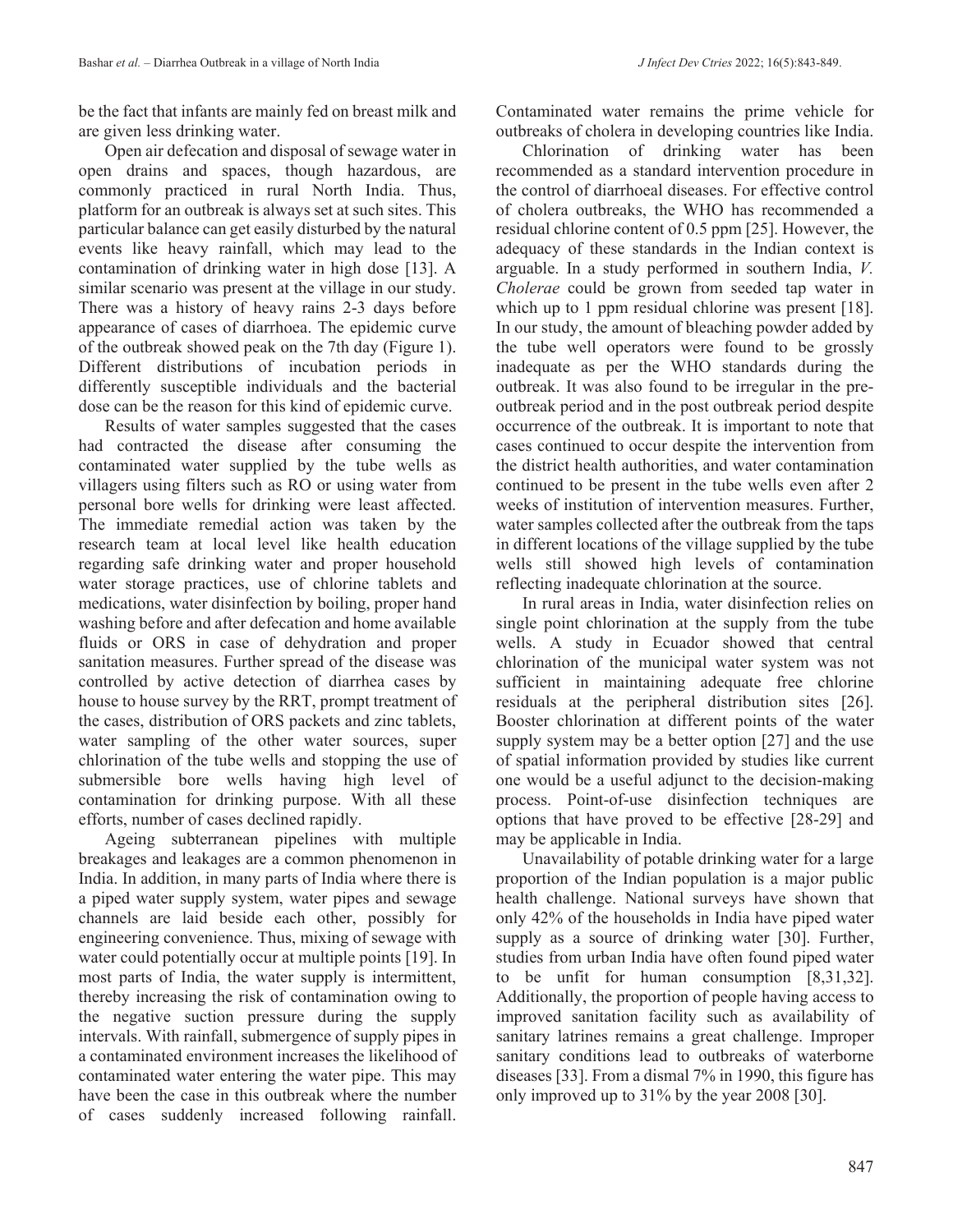be the fact that infants are mainly fed on breast milk and are given less drinking water.

Open air defecation and disposal of sewage water in open drains and spaces, though hazardous, are commonly practiced in rural North India. Thus, platform for an outbreak is always set at such sites. This particular balance can get easily disturbed by the natural events like heavy rainfall, which may lead to the contamination of drinking water in high dose [13]. A similar scenario was present at the village in our study. There was a history of heavy rains 2-3 days before appearance of cases of diarrhoea. The epidemic curve of the outbreak showed peak on the 7th day (Figure 1). Different distributions of incubation periods in differently susceptible individuals and the bacterial dose can be the reason for this kind of epidemic curve.

Results of water samples suggested that the cases had contracted the disease after consuming the contaminated water supplied by the tube wells as villagers using filters such as RO or using water from personal bore wells for drinking were least affected. The immediate remedial action was taken by the research team at local level like health education regarding safe drinking water and proper household water storage practices, use of chlorine tablets and medications, water disinfection by boiling, proper hand washing before and after defecation and home available fluids or ORS in case of dehydration and proper sanitation measures. Further spread of the disease was controlled by active detection of diarrhea cases by house to house survey by the RRT, prompt treatment of the cases, distribution of ORS packets and zinc tablets, water sampling of the other water sources, super chlorination of the tube wells and stopping the use of submersible bore wells having high level of contamination for drinking purpose. With all these efforts, number of cases declined rapidly.

Ageing subterranean pipelines with multiple breakages and leakages are a common phenomenon in India. In addition, in many parts of India where there is a piped water supply system, water pipes and sewage channels are laid beside each other, possibly for engineering convenience. Thus, mixing of sewage with water could potentially occur at multiple points [19]. In most parts of India, the water supply is intermittent, thereby increasing the risk of contamination owing to the negative suction pressure during the supply intervals. With rainfall, submergence of supply pipes in a contaminated environment increases the likelihood of contaminated water entering the water pipe. This may have been the case in this outbreak where the number of cases suddenly increased following rainfall. Contaminated water remains the prime vehicle for outbreaks of cholera in developing countries like India.

Chlorination of drinking water has been recommended as a standard intervention procedure in the control of diarrhoeal diseases. For effective control of cholera outbreaks, the WHO has recommended a residual chlorine content of 0.5 ppm [25]. However, the adequacy of these standards in the Indian context is arguable. In a study performed in southern India, *V. Cholerae* could be grown from seeded tap water in which up to 1 ppm residual chlorine was present [18]. In our study, the amount of bleaching powder added by the tube well operators were found to be grossly inadequate as per the WHO standards during the outbreak. It was also found to be irregular in the pre-outbreak period and in the post outbreak period despite occurrence of the outbreak. It is important to note that cases continued to occur despite the intervention from the district health authorities, and water contamination continued to be present in the tube wells even after 2 weeks of institution of intervention measures. Further, water samples collected after the outbreak from the taps in different locations of the village supplied by the tube wells still showed high levels of contamination reflecting inadequate chlorination at the source.

In rural areas in India, water disinfection relies on single point chlorination at the supply from the tube wells. A study in Ecuador showed that central chlorination of the municipal water system was not sufficient in maintaining adequate free chlorine residuals at the peripheral distribution sites [26]. Booster chlorination at different points of the water supply system may be a better option [27] and the use of spatial information provided by studies like current one would be a useful adjunct to the decision-making process. Point-of-use disinfection techniques are options that have proved to be effective [28-29] and may be applicable in India.

Unavailability of potable drinking water for a large proportion of the Indian population is a major public health challenge. National surveys have shown that only 42% of the households in India have piped water supply as a source of drinking water [30]. Further, studies from urban India have often found piped water to be unfit for human consumption [8,31,32]. Additionally, the proportion of people having access to improved sanitation facility such as availability of sanitary latrines remains a great challenge. Improper sanitary conditions lead to outbreaks of waterborne diseases [33]. From a dismal 7% in 1990, this figure has only improved up to 31% by the year 2008 [30].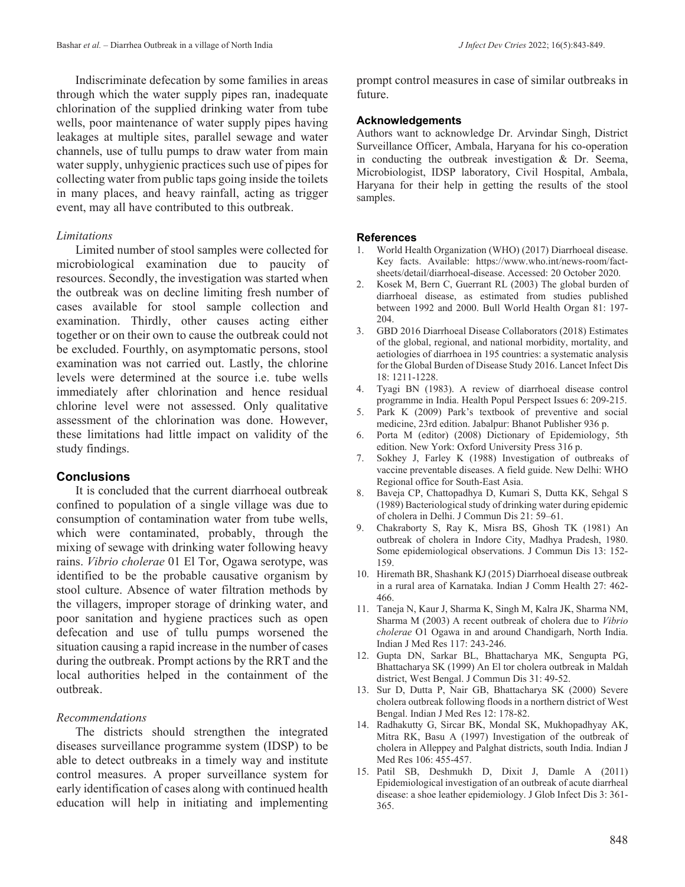Indiscriminate defecation by some families in areas through which the water supply pipes ran, inadequate chlorination of the supplied drinking water from tube wells, poor maintenance of water supply pipes having leakages at multiple sites, parallel sewage and water channels, use of tullu pumps to draw water from main water supply, unhygienic practices such use of pipes for collecting water from public taps going inside the toilets in many places, and heavy rainfall, acting as trigger event, may all have contributed to this outbreak.

### *Limitations*

Limited number of stool samples were collected for microbiological examination due to paucity of resources. Secondly, the investigation was started when the outbreak was on decline limiting fresh number of cases available for stool sample collection and examination. Thirdly, other causes acting either together or on their own to cause the outbreak could not be excluded. Fourthly, on asymptomatic persons, stool examination was not carried out. Lastly, the chlorine levels were determined at the source i.e. tube wells immediately after chlorination and hence residual chlorine level were not assessed. Only qualitative assessment of the chlorination was done. However, these limitations had little impact on validity of the study findings.

## Conclusions

It is concluded that the current diarrhoeal outbreak confined to population of a single village was due to consumption of contamination water from tube wells, which were contaminated, probably, through the mixing of sewage with drinking water following heavy rains. *Vibrio cholerae* 01 El Tor, Ogawa serotype, was identified to be the probable causative organism by stool culture. Absence of water filtration methods by the villagers, improper storage of drinking water, and poor sanitation and hygiene practices such as open defecation and use of tullu pumps worsened the situation causing a rapid increase in the number of cases during the outbreak. Prompt actions by the RRT and the local authorities helped in the containment of the outbreak.

### *Recommendations*

The districts should strengthen the integrated diseases surveillance programme system (IDSP) to be able to detect outbreaks in a timely way and institute control measures. A proper surveillance system for early identification of cases along with continued health education will help in initiating and implementing prompt control measures in case of similar outbreaks in future.

## Acknowledgements

Authors want to acknowledge Dr. Arvindar Singh, District Surveillance Officer, Ambala, Haryana for his co-operation in conducting the outbreak investigation & Dr. Seema, Microbiologist, IDSP laboratory, Civil Hospital, Ambala, Haryana for their help in getting the results of the stool samples.

## References

1. World Health Organization (WHO) (2017) Diarrhoeal disease. Key facts. Available: https://www.who.int/news-room/fact-sheets/detail/diarrhoeal-disease. Accessed: 20 October 2020.
2. Kosek M, Bern C, Guerrant RL (2003) The global burden of diarrhoeal disease, as estimated from studies published between 1992 and 2000. Bull World Health Organ 81: 197-204.
3. GBD 2016 Diarrhoeal Disease Collaborators (2018) Estimates of the global, regional, and national morbidity, mortality, and aetiologies of diarrhoea in 195 countries: a systematic analysis for the Global Burden of Disease Study 2016. Lancet Infect Dis 18: 1211-1228.
4. Tyagi BN (1983). A review of diarrhoeal disease control programme in India. Health Popul Perspect Issues 6: 209-215.
5. Park K (2009) Park's textbook of preventive and social medicine, 23rd edition. Jabalpur: Bhanot Publisher 936 p.
6. Porta M (editor) (2008) Dictionary of Epidemiology, 5th edition. New York: Oxford University Press 316 p.
7. Sokhey J, Farley K (1988) Investigation of outbreaks of vaccine preventable diseases. A field guide. New Delhi: WHO Regional office for South-East Asia.
8. Baveja CP, Chattopadhya D, Kumari S, Dutta KK, Sehgal S (1989) Bacteriological study of drinking water during epidemic of cholera in Delhi. J Commun Dis 21: 59–61.
9. Chakraborty S, Ray K, Misra BS, Ghosh TK (1981) An outbreak of cholera in Indore City, Madhya Pradesh, 1980. Some epidemiological observations. J Commun Dis 13: 152-159.
10. Hiremath BR, Shashank KJ (2015) Diarrhoeal disease outbreak in a rural area of Karnataka. Indian J Comm Health 27: 462-466.
11. Taneja N, Kaur J, Sharma K, Singh M, Kalra JK, Sharma NM, Sharma M (2003) A recent outbreak of cholera due to *Vibrio cholerae* O1 Ogawa in and around Chandigarh, North India. Indian J Med Res 117: 243-246.
12. Gupta DN, Sarkar BL, Bhattacharya MK, Sengupta PG, Bhattacharya SK (1999) An El tor cholera outbreak in Maldah district, West Bengal. J Commun Dis 31: 49-52.
13. Sur D, Dutta P, Nair GB, Bhattacharya SK (2000) Severe cholera outbreak following floods in a northern district of West Bengal. Indian J Med Res 12: 178-82.
14. Radhakutty G, Sircar BK, Mondal SK, Mukhopadhyay AK, Mitra RK, Basu A (1997) Investigation of the outbreak of cholera in Alleppey and Palghat districts, south India. Indian J Med Res 106: 455-457.
15. Patil SB, Deshmukh D, Dixit J, Damle A (2011) Epidemiological investigation of an outbreak of acute diarrheal disease: a shoe leather epidemiology. J Glob Infect Dis 3: 361-365.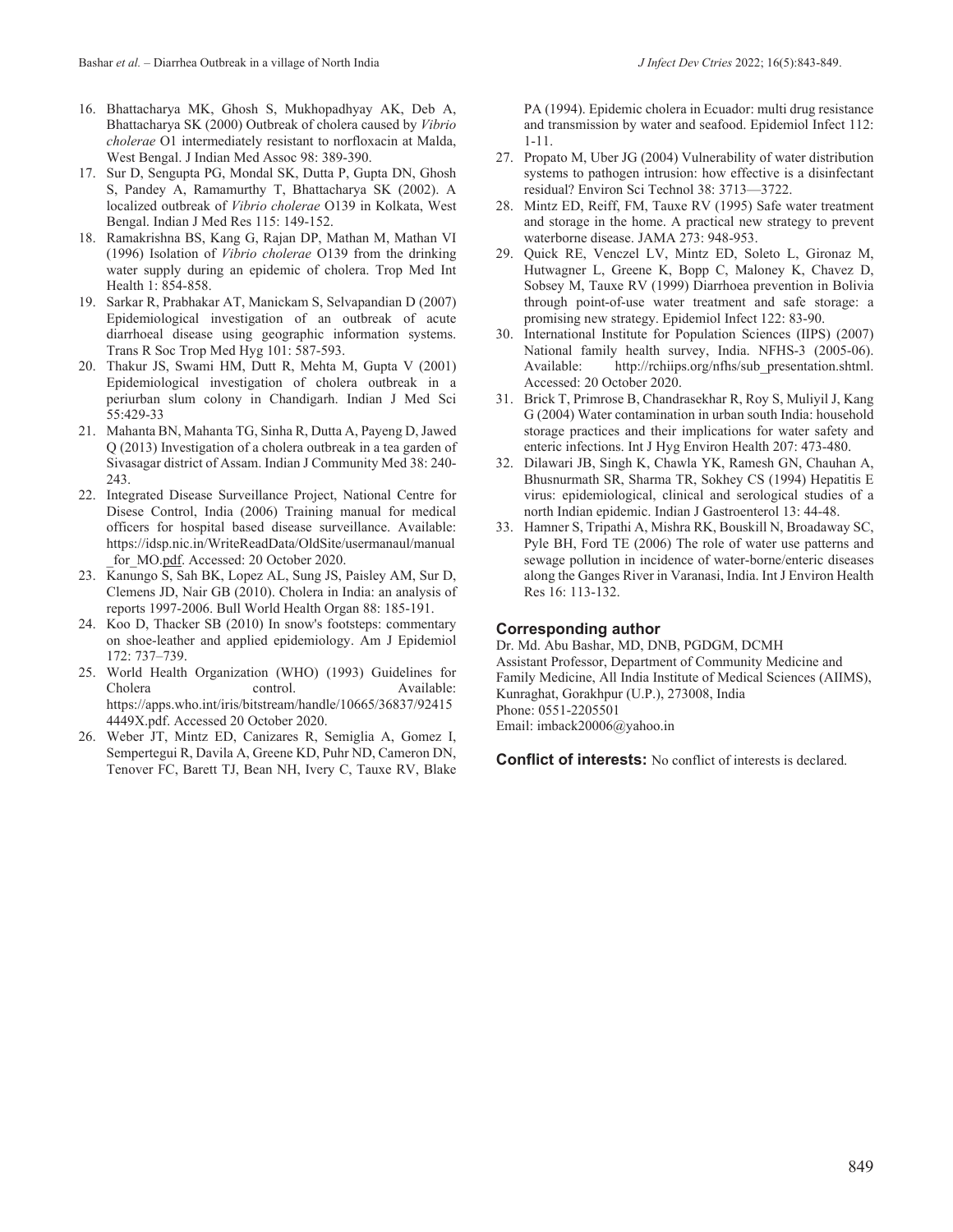16. Bhattacharya MK, Ghosh S, Mukhopadhyay AK, Deb A, Bhattacharya SK (2000) Outbreak of cholera caused by *Vibrio cholerae* O1 intermediately resistant to norfloxacin at Malda, West Bengal. J Indian Med Assoc 98: 389-390.
17. Sur D, Sengupta PG, Mondal SK, Dutta P, Gupta DN, Ghosh S, Pandey A, Ramamurthy T, Bhattacharya SK (2002). A localized outbreak of *Vibrio cholerae* O139 in Kolkata, West Bengal. Indian J Med Res 115: 149-152.
18. Ramakrishna BS, Kang G, Rajan DP, Mathan M, Mathan VI (1996) Isolation of *Vibrio cholerae* O139 from the drinking water supply during an epidemic of cholera. Trop Med Int Health 1: 854-858.
19. Sarkar R, Prabhakar AT, Manickam S, Selvapandian D (2007) Epidemiological investigation of an outbreak of acute diarrhoeal disease using geographic information systems. Trans R Soc Trop Med Hyg 101: 587-593.
20. Thakur JS, Swami HM, Dutt R, Mehta M, Gupta V (2001) Epidemiological investigation of cholera outbreak in a periurban slum colony in Chandigarh. Indian J Med Sci 55:429-33
21. Mahanta BN, Mahanta TG, Sinha R, Dutta A, Payeng D, Jawed Q (2013) Investigation of a cholera outbreak in a tea garden of Sivasagar district of Assam. Indian J Community Med 38: 240-243.
22. Integrated Disease Surveillance Project, National Centre for Disese Control, India (2006) Training manual for medical officers for hospital based disease surveillance. Available: https://idsp.nic.in/WriteReadData/OldSite/usermanaul/manual_for_MO.pdf. Accessed: 20 October 2020.
23. Kanungo S, Sah BK, Lopez AL, Sung JS, Paisley AM, Sur D, Clemens JD, Nair GB (2010). Cholera in India: an analysis of reports 1997-2006. Bull World Health Organ 88: 185-191.
24. Koo D, Thacker SB (2010) In snow's footsteps: commentary on shoe-leather and applied epidemiology. Am J Epidemiol 172: 737–739.
25. World Health Organization (WHO) (1993) Guidelines for Cholera control. Available: https://apps.who.int/iris/bitstream/handle/10665/36837/924154449X.pdf. Accessed 20 October 2020.
26. Weber JT, Mintz ED, Canizares R, Semiglia A, Gomez I, Sempertegui R, Davila A, Greene KD, Puhr ND, Cameron DN, Tenover FC, Barett TJ, Bean NH, Ivery C, Tauxe RV, Blake PA (1994). Epidemic cholera in Ecuador: multi drug resistance and transmission by water and seafood. Epidemiol Infect 112: 1-11.
27. Propato M, Uber JG (2004) Vulnerability of water distribution systems to pathogen intrusion: how effective is a disinfectant residual? Environ Sci Technol 38: 3713—3722.
28. Mintz ED, Reiff, FM, Tauxe RV (1995) Safe water treatment and storage in the home. A practical new strategy to prevent waterborne disease. JAMA 273: 948-953.
29. Quick RE, Venczel LV, Mintz ED, Soleto L, Gironaz M, Hutwagner L, Greene K, Bopp C, Maloney K, Chavez D, Sobsey M, Tauxe RV (1999) Diarrhoea prevention in Bolivia through point-of-use water treatment and safe storage: a promising new strategy. Epidemiol Infect 122: 83-90.
30. International Institute for Population Sciences (IIPS) (2007) National family health survey, India. NFHS-3 (2005-06). Available: http://rchiips.org/nfhs/sub_presentation.shtml. Accessed: 20 October 2020.
31. Brick T, Primrose B, Chandrasekhar R, Roy S, Muliyil J, Kang G (2004) Water contamination in urban south India: household storage practices and their implications for water safety and enteric infections. Int J Hyg Environ Health 207: 473-480.
32. Dilawari JB, Singh K, Chawla YK, Ramesh GN, Chauhan A, Bhusnurmath SR, Sharma TR, Sokhey CS (1994) Hepatitis E virus: epidemiological, clinical and serological studies of a north Indian epidemic. Indian J Gastroenterol 13: 44-48.
33. Hamner S, Tripathi A, Mishra RK, Bouskill N, Broadaway SC, Pyle BH, Ford TE (2006) The role of water use patterns and sewage pollution in incidence of water-borne/enteric diseases along the Ganges River in Varanasi, India. Int J Environ Health Res 16: 113-132.

## Corresponding author

Dr. Md. Abu Bashar, MD, DNB, PGDGM, DCMH
Assistant Professor, Department of Community Medicine and Family Medicine, All India Institute of Medical Sciences (AIIMS), Kunraghat, Gorakhpur (U.P.), 273008, India
Phone: 0551-2205501
Email: imback20006@yahoo.in

**Conflict of interests:** No conflict of interests is declared.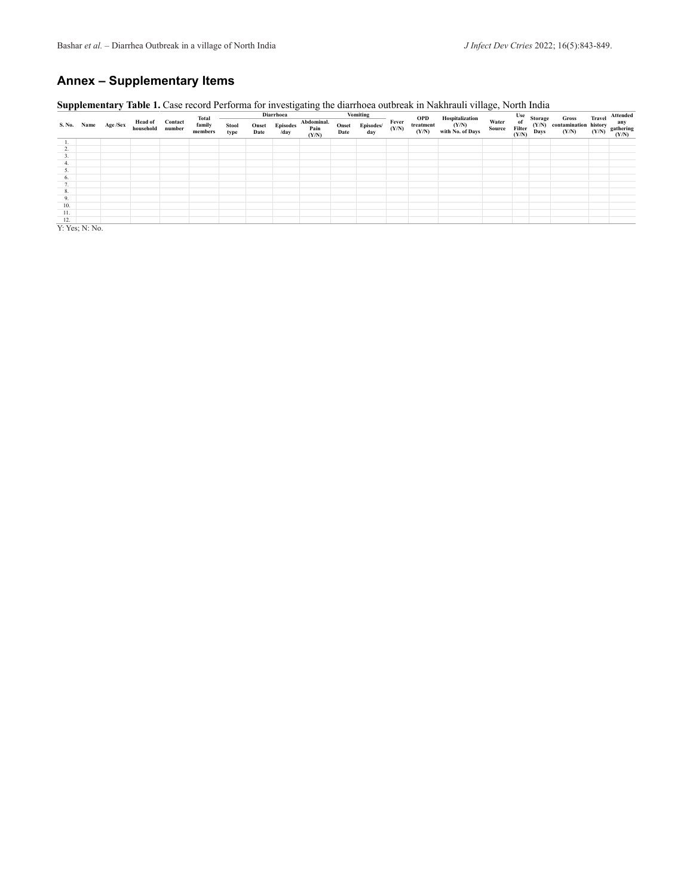## Annex – Supplementary Items

**Supplementary Table 1.** Case record Performa for investigating the diarrhoea outbreak in Nakhrauli village, North India

| S. No. | Name | Age /Sex | Head of household | Contact number | Total family members | Diarrhoea | | | Abdominal. Pain (Y/N) | Vomiting | | Fever (Y/N) | OPD treatment (Y/N) | Hospitalization (Y/N) with No. of Days | Water Source | Use of Filter (Y/N) | Storage (Y/N) Days | Gross contamination (Y/N) | Travel history (Y/N) | Attended any gathering (Y/N) |
|---|---|---|---|---|---|---|---|---|---|---|---|---|---|---|---|---|---|---|---|---|
| | | | | | | Stool type | Onset Date | Episodes /day | | Onset Date | Episodes/ day | | | | | | | | | |
| 1. | | | | | | | | | | | | | | | | | | | | |
| 2. | | | | | | | | | | | | | | | | | | | | |
| 3. | | | | | | | | | | | | | | | | | | | | |
| 4. | | | | | | | | | | | | | | | | | | | | |
| 5. | | | | | | | | | | | | | | | | | | | | |
| 6. | | | | | | | | | | | | | | | | | | | | |
| 7. | | | | | | | | | | | | | | | | | | | | |
| 8. | | | | | | | | | | | | | | | | | | | | |
| 9. | | | | | | | | | | | | | | | | | | | | |
| 10. | | | | | | | | | | | | | | | | | | | | |
| 11. | | | | | | | | | | | | | | | | | | | | |
| 12. | | | | | | | | | | | | | | | | | | | | |

Y: Yes; N: No.